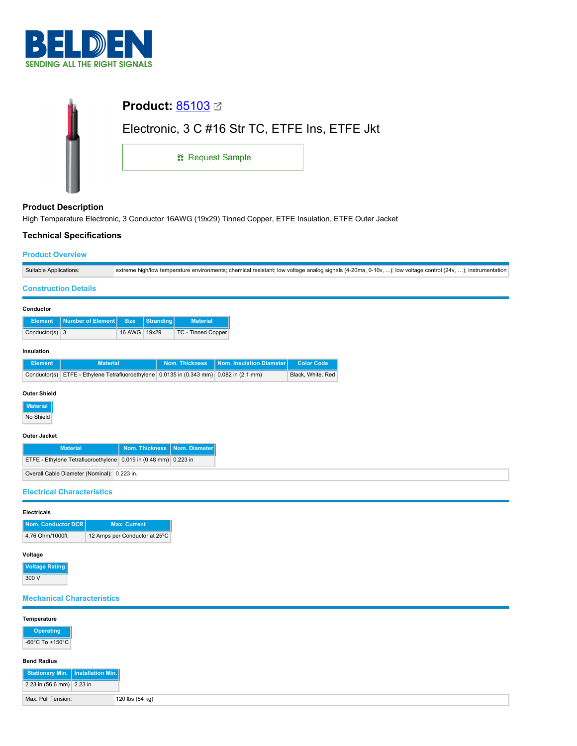# BELDEN

SENDING ALL THE RIGHT SIGNALS

## Product: 85103

Electronic, 3 C #16 Str TC, ETFE Ins, ETFE Jkt

Request Sample

### Product Description

High Temperature Electronic, 3 Conductor 16AWG (19x29) Tinned Copper, ETFE Insulation, ETFE Outer Jacket

### Technical Specifications

#### Product Overview

| | |
|---|---|
| Suitable Applications: | extreme high/low temperature environments; chemical resistant; low voltage analog signals (4-20ma, 0-10v, ...); low voltage control (24v, ...); instrumentation |

#### Construction Details

**Conductor**

| Element | Number of Element | Size | Stranding | Material |
|---|---|---|---|---|
| Conductor(s) | 3 | 16 AWG | 19x29 | TC - Tinned Copper |

**Insulation**

| Element | Material | Nom. Thickness | Nom. Insulation Diameter | Color Code |
|---|---|---|---|---|
| Conductor(s) | ETFE - Ethylene Tetrafluoroethylene | 0.0135 in (0.343 mm) | 0.082 in (2.1 mm) | Black, White, Red |

**Outer Shield**

| Material |
|---|
| No Shield |

**Outer Jacket**

| Material | Nom. Thickness | Nom. Diameter |
|---|---|---|
| ETFE - Ethylene Tetrafluoroethylene | 0.019 in (0.48 mm) | 0.223 in |

| | |
|---|---|
| Overall Cable Diameter (Nominal): | 0.223 in. |

#### Electrical Characteristics

**Electricals**

| Nom. Conductor DCR | Max. Current |
|---|---|
| 4.76 Ohm/1000ft | 12 Amps per Conductor at 25ºC |

**Voltage**

| Voltage Rating |
|---|
| 300 V |

#### Mechanical Characteristics

**Temperature**

| Operating |
|---|
| -60°C To +150°C |

**Bend Radius**

| Stationary Min. | Installation Min. |
|---|---|
| 2.23 in (56.6 mm) | 2.23 in |

| | |
|---|---|
| Max. Pull Tension: | 120 lbs (54 kg) |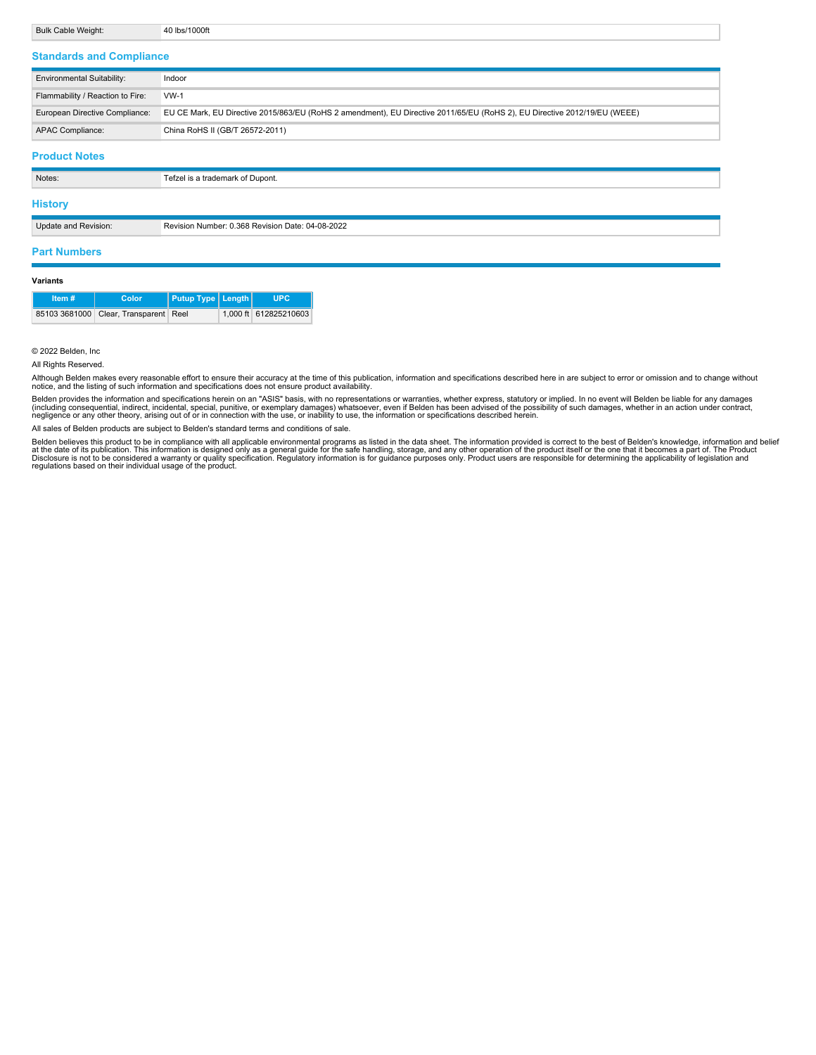| | |
|---|---|
| Bulk Cable Weight: | 40 lbs/1000ft |

## Standards and Compliance

| | |
|---|---|
| Environmental Suitability: | Indoor |
| Flammability / Reaction to Fire: | VW-1 |
| European Directive Compliance: | EU CE Mark, EU Directive 2015/863/EU (RoHS 2 amendment), EU Directive 2011/65/EU (RoHS 2), EU Directive 2012/19/EU (WEEE) |
| APAC Compliance: | China RoHS II (GB/T 26572-2011) |

## Product Notes

| | |
|---|---|
| Notes: | Tefzel is a trademark of Dupont. |

## History

| | |
|---|---|
| Update and Revision: | Revision Number: 0.368 Revision Date: 04-08-2022 |

## Part Numbers

**Variants**

| Item # | Color | Putup Type | Length | UPC |
|---|---|---|---|---|
| 85103 3681000 | Clear, Transparent | Reel | 1,000 ft | 612825210603 |

© 2022 Belden, Inc

All Rights Reserved.

Although Belden makes every reasonable effort to ensure their accuracy at the time of this publication, information and specifications described here in are subject to error or omission and to change without notice, and the listing of such information and specifications does not ensure product availability.

Belden provides the information and specifications herein on an "ASIS" basis, with no representations or warranties, whether express, statutory or implied. In no event will Belden be liable for any damages (including consequential, indirect, incidental, special, punitive, or exemplary damages) whatsoever, even if Belden has been advised of the possibility of such damages, whether in an action under contract, negligence or any other theory, arising out of or in connection with the use, or inability to use, the information or specifications described herein.

All sales of Belden products are subject to Belden's standard terms and conditions of sale.

Belden believes this product to be in compliance with all applicable environmental programs as listed in the data sheet. The information provided is correct to the best of Belden's knowledge, information and belief at the date of its publication. This information is designed only as a general guide for the safe handling, storage, and any other operation of the product itself or the one that it becomes a part of. The Product Disclosure is not to be considered a warranty or quality specification. Regulatory information is for guidance purposes only. Product users are responsible for determining the applicability of legislation and regulations based on their individual usage of the product.